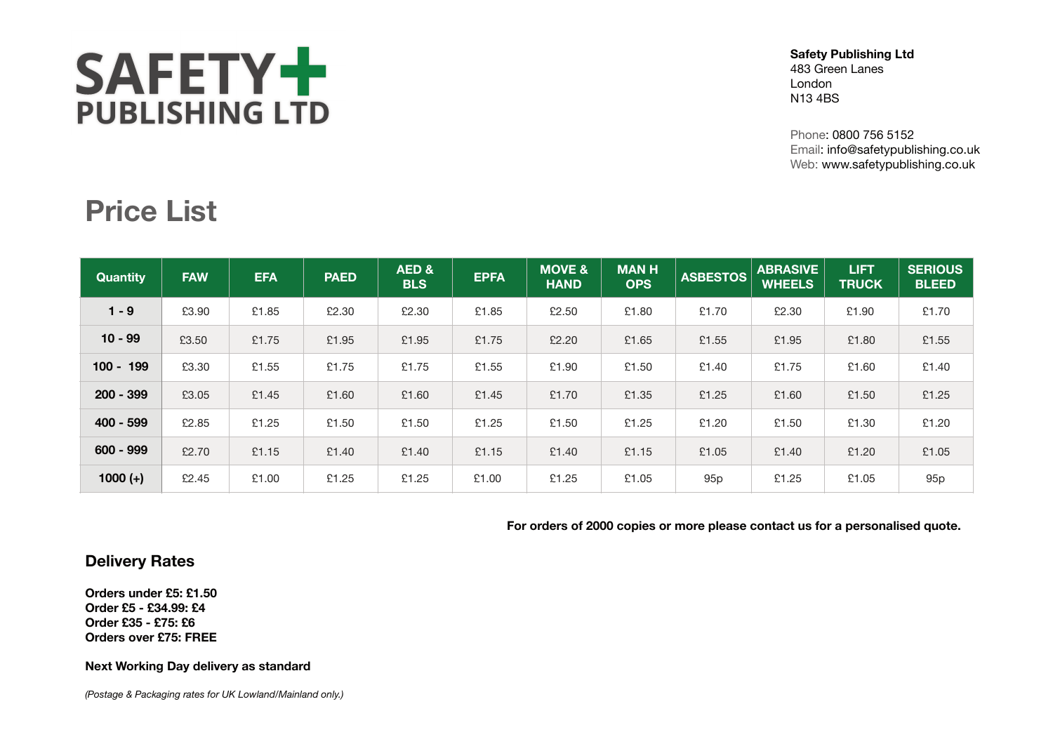# SAFETY+ PUBLISHING LTD

**Safety Publishing Ltd**
483 Green Lanes
London
N13 4BS

Phone: 0800 756 5152
Email: info@safetypublishing.co.uk
Web: www.safetypublishing.co.uk

## Price List

| Quantity | FAW | EFA | PAED | AED & BLS | EPFA | MOVE & HAND | MAN H OPS | ASBESTOS | ABRASIVE WHEELS | LIFT TRUCK | SERIOUS BLEED |
|---|---|---|---|---|---|---|---|---|---|---|---|
| **1 - 9** | £3.90 | £1.85 | £2.30 | £2.30 | £1.85 | £2.50 | £1.80 | £1.70 | £2.30 | £1.90 | £1.70 |
| **10 - 99** | £3.50 | £1.75 | £1.95 | £1.95 | £1.75 | £2.20 | £1.65 | £1.55 | £1.95 | £1.80 | £1.55 |
| **100 - 199** | £3.30 | £1.55 | £1.75 | £1.75 | £1.55 | £1.90 | £1.50 | £1.40 | £1.75 | £1.60 | £1.40 |
| **200 - 399** | £3.05 | £1.45 | £1.60 | £1.60 | £1.45 | £1.70 | £1.35 | £1.25 | £1.60 | £1.50 | £1.25 |
| **400 - 599** | £2.85 | £1.25 | £1.50 | £1.50 | £1.25 | £1.50 | £1.25 | £1.20 | £1.50 | £1.30 | £1.20 |
| **600 - 999** | £2.70 | £1.15 | £1.40 | £1.40 | £1.15 | £1.40 | £1.15 | £1.05 | £1.40 | £1.20 | £1.05 |
| **1000 (+)** | £2.45 | £1.00 | £1.25 | £1.25 | £1.00 | £1.25 | £1.05 | 95p | £1.25 | £1.05 | 95p |

**For orders of 2000 copies or more please contact us for a personalised quote.**

### Delivery Rates

**Orders under £5: £1.50**
**Order £5 - £34.99: £4**
**Order £35 - £75: £6**
**Orders over £75: FREE**

**Next Working Day delivery as standard**

*(Postage & Packaging rates for UK Lowland/Mainland only.)*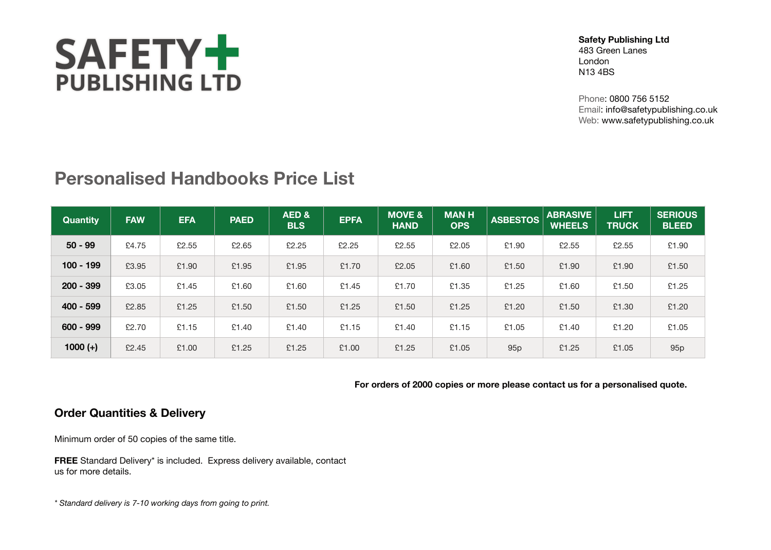**SAFETY+ PUBLISHING LTD**

**Safety Publishing Ltd**
483 Green Lanes
London
N13 4BS

Phone: 0800 756 5152
Email: info@safetypublishing.co.uk
Web: www.safetypublishing.co.uk

# Personalised Handbooks Price List

| Quantity | FAW | EFA | PAED | AED & BLS | EPFA | MOVE & HAND | MAN H OPS | ASBESTOS | ABRASIVE WHEELS | LIFT TRUCK | SERIOUS BLEED |
|---|---|---|---|---|---|---|---|---|---|---|---|
| **50 - 99** | £4.75 | £2.55 | £2.65 | £2.25 | £2.25 | £2.55 | £2.05 | £1.90 | £2.55 | £2.55 | £1.90 |
| **100 - 199** | £3.95 | £1.90 | £1.95 | £1.95 | £1.70 | £2.05 | £1.60 | £1.50 | £1.90 | £1.90 | £1.50 |
| **200 - 399** | £3.05 | £1.45 | £1.60 | £1.60 | £1.45 | £1.70 | £1.35 | £1.25 | £1.60 | £1.50 | £1.25 |
| **400 - 599** | £2.85 | £1.25 | £1.50 | £1.50 | £1.25 | £1.50 | £1.25 | £1.20 | £1.50 | £1.30 | £1.20 |
| **600 - 999** | £2.70 | £1.15 | £1.40 | £1.40 | £1.15 | £1.40 | £1.15 | £1.05 | £1.40 | £1.20 | £1.05 |
| **1000 (+)** | £2.45 | £1.00 | £1.25 | £1.25 | £1.00 | £1.25 | £1.05 | 95p | £1.25 | £1.05 | 95p |

**For orders of 2000 copies or more please contact us for a personalised quote.**

## Order Quantities & Delivery

Minimum order of 50 copies of the same title.

**FREE** Standard Delivery* is included. Express delivery available, contact us for more details.

*\* Standard delivery is 7-10 working days from going to print.*